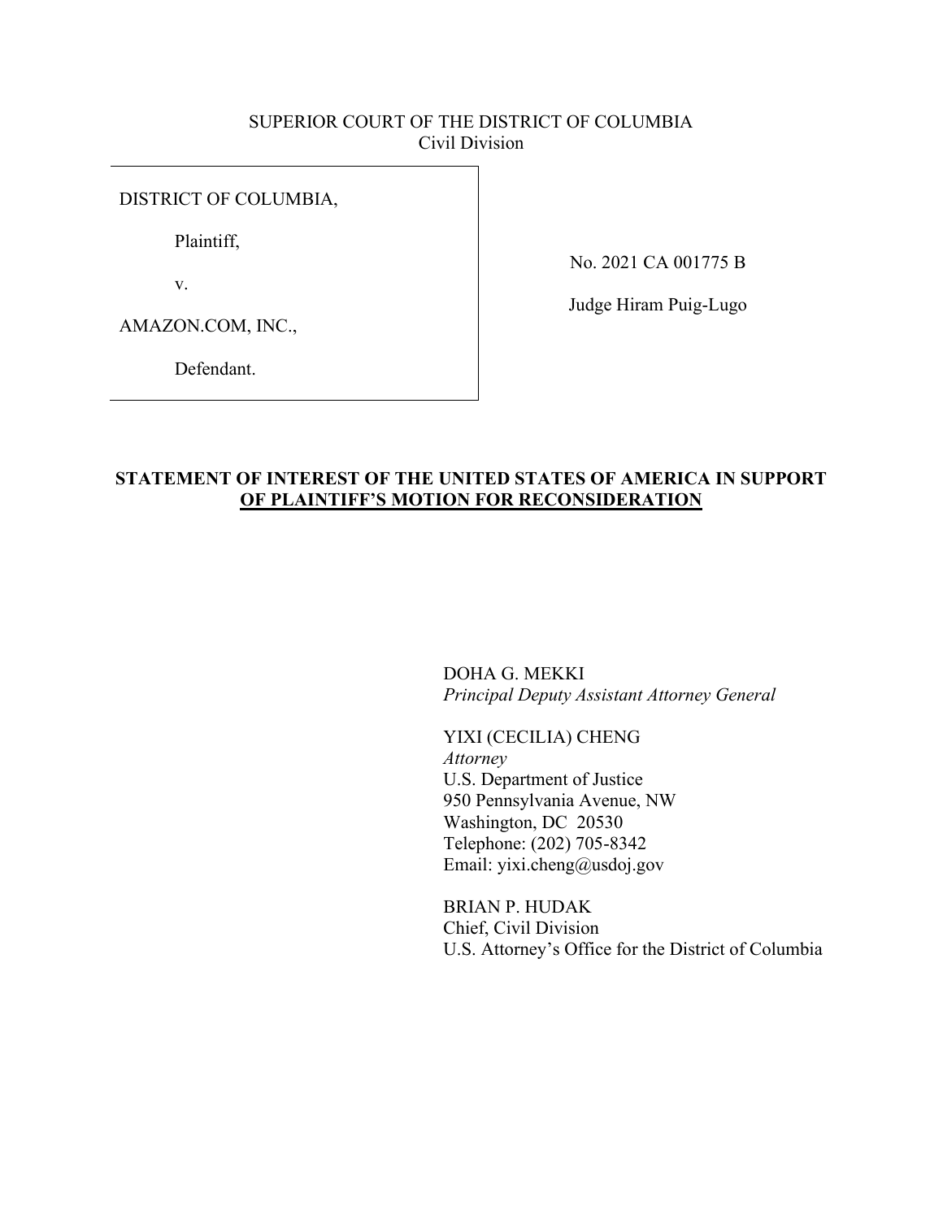SUPERIOR COURT OF THE DISTRICT OF COLUMBIA
Civil Division

| | |
|---|---|
| DISTRICT OF COLUMBIA,<br><br>Plaintiff,<br><br>v.<br><br>AMAZON.COM, INC.,<br><br>Defendant. | No. 2021 CA 001775 B<br><br>Judge Hiram Puig-Lugo |

**STATEMENT OF INTEREST OF THE UNITED STATES OF AMERICA IN SUPPORT OF PLAINTIFF'S MOTION FOR RECONSIDERATION**

DOHA G. MEKKI
*Principal Deputy Assistant Attorney General*

YIXI (CECILIA) CHENG
*Attorney*
U.S. Department of Justice
950 Pennsylvania Avenue, NW
Washington, DC 20530
Telephone: (202) 705-8342
Email: yixi.cheng@usdoj.gov

BRIAN P. HUDAK
Chief, Civil Division
U.S. Attorney's Office for the District of Columbia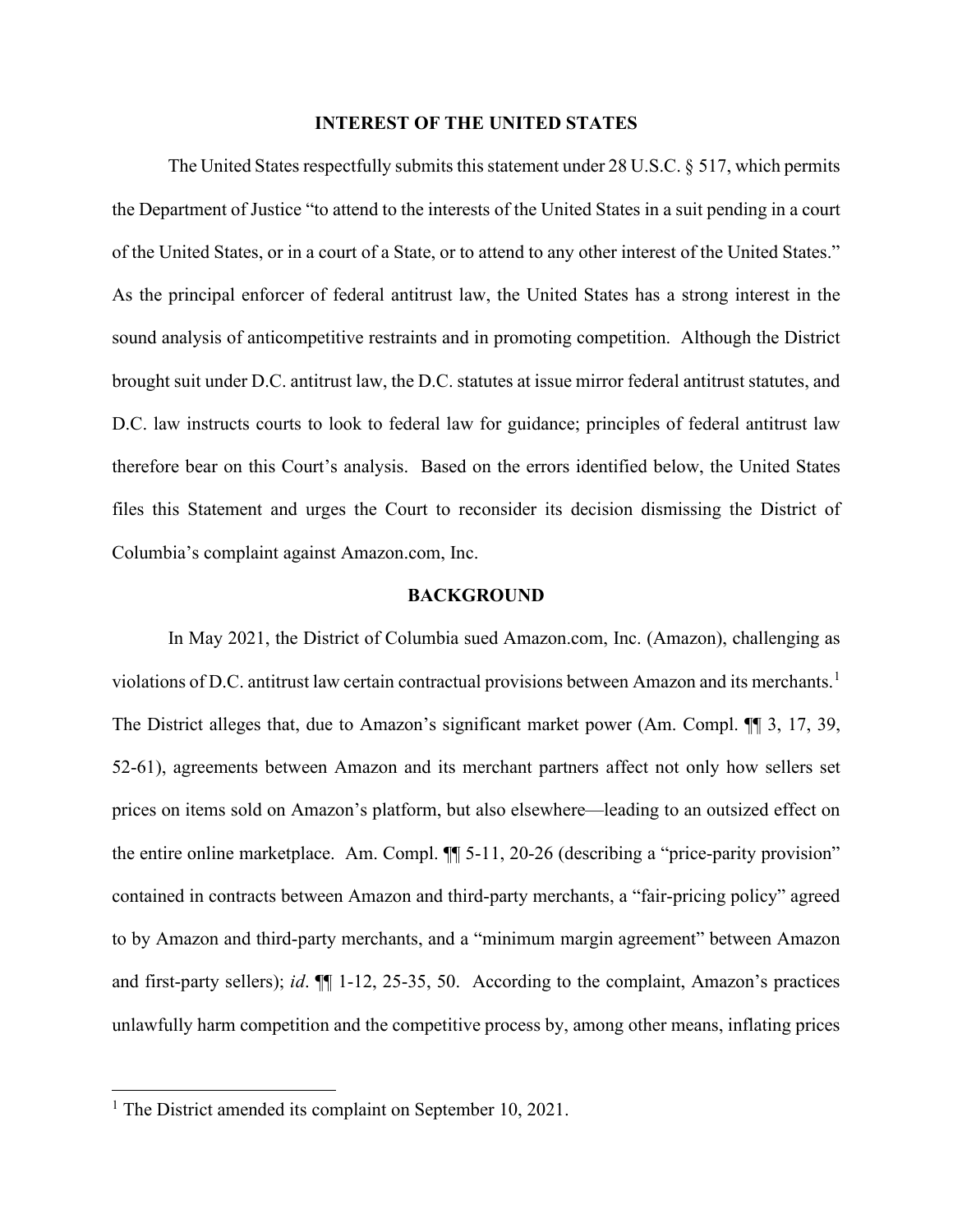## INTEREST OF THE UNITED STATES

The United States respectfully submits this statement under 28 U.S.C. § 517, which permits the Department of Justice "to attend to the interests of the United States in a suit pending in a court of the United States, or in a court of a State, or to attend to any other interest of the United States." As the principal enforcer of federal antitrust law, the United States has a strong interest in the sound analysis of anticompetitive restraints and in promoting competition. Although the District brought suit under D.C. antitrust law, the D.C. statutes at issue mirror federal antitrust statutes, and D.C. law instructs courts to look to federal law for guidance; principles of federal antitrust law therefore bear on this Court's analysis. Based on the errors identified below, the United States files this Statement and urges the Court to reconsider its decision dismissing the District of Columbia's complaint against Amazon.com, Inc.

## BACKGROUND

In May 2021, the District of Columbia sued Amazon.com, Inc. (Amazon), challenging as violations of D.C. antitrust law certain contractual provisions between Amazon and its merchants.[1] The District alleges that, due to Amazon's significant market power (Am. Compl. ¶¶ 3, 17, 39, 52-61), agreements between Amazon and its merchant partners affect not only how sellers set prices on items sold on Amazon's platform, but also elsewhere—leading to an outsized effect on the entire online marketplace. Am. Compl. ¶¶ 5-11, 20-26 (describing a "price-parity provision" contained in contracts between Amazon and third-party merchants, a "fair-pricing policy" agreed to by Amazon and third-party merchants, and a "minimum margin agreement" between Amazon and first-party sellers); *id*. ¶¶ 1-12, 25-35, 50. According to the complaint, Amazon's practices unlawfully harm competition and the competitive process by, among other means, inflating prices

[1] The District amended its complaint on September 10, 2021.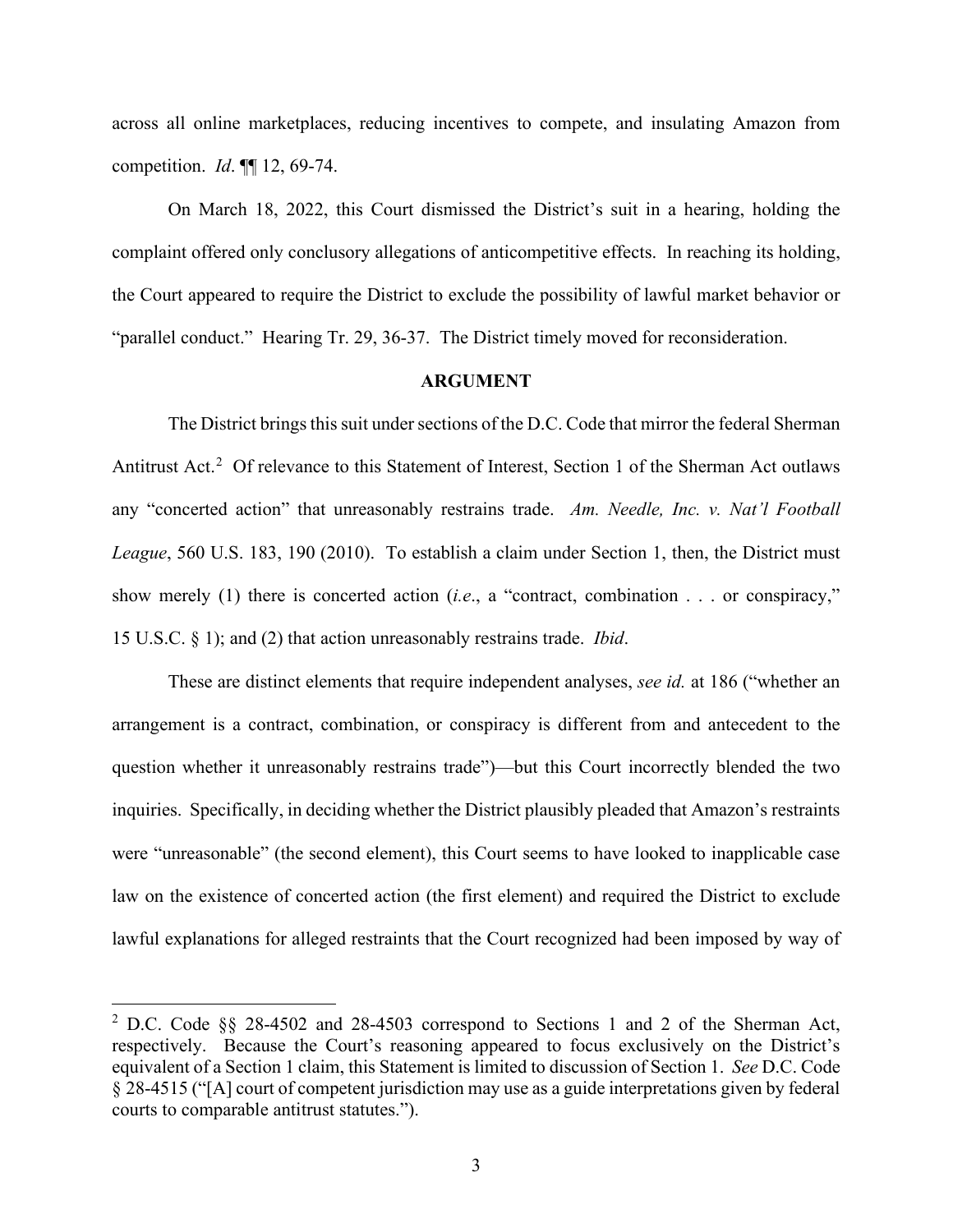across all online marketplaces, reducing incentives to compete, and insulating Amazon from competition. *Id*. ¶¶ 12, 69-74.

On March 18, 2022, this Court dismissed the District's suit in a hearing, holding the complaint offered only conclusory allegations of anticompetitive effects. In reaching its holding, the Court appeared to require the District to exclude the possibility of lawful market behavior or "parallel conduct." Hearing Tr. 29, 36-37. The District timely moved for reconsideration.

## ARGUMENT

The District brings this suit under sections of the D.C. Code that mirror the federal Sherman Antitrust Act.[2] Of relevance to this Statement of Interest, Section 1 of the Sherman Act outlaws any "concerted action" that unreasonably restrains trade. *Am. Needle, Inc. v. Nat'l Football League*, 560 U.S. 183, 190 (2010). To establish a claim under Section 1, then, the District must show merely (1) there is concerted action (*i.e*., a "contract, combination . . . or conspiracy," 15 U.S.C. § 1); and (2) that action unreasonably restrains trade. *Ibid*.

These are distinct elements that require independent analyses, *see id.* at 186 ("whether an arrangement is a contract, combination, or conspiracy is different from and antecedent to the question whether it unreasonably restrains trade")—but this Court incorrectly blended the two inquiries. Specifically, in deciding whether the District plausibly pleaded that Amazon's restraints were "unreasonable" (the second element), this Court seems to have looked to inapplicable case law on the existence of concerted action (the first element) and required the District to exclude lawful explanations for alleged restraints that the Court recognized had been imposed by way of

---

[2] D.C. Code §§ 28-4502 and 28-4503 correspond to Sections 1 and 2 of the Sherman Act, respectively. Because the Court's reasoning appeared to focus exclusively on the District's equivalent of a Section 1 claim, this Statement is limited to discussion of Section 1. *See* D.C. Code § 28-4515 ("[A] court of competent jurisdiction may use as a guide interpretations given by federal courts to comparable antitrust statutes.").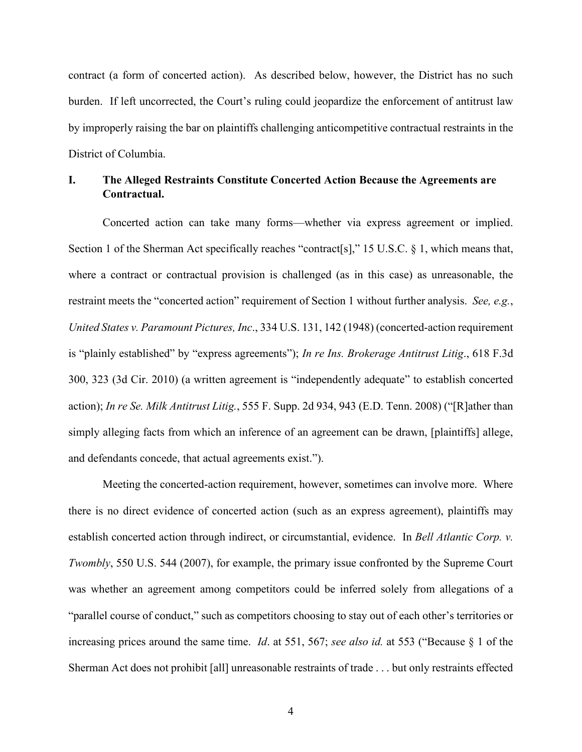contract (a form of concerted action). As described below, however, the District has no such burden. If left uncorrected, the Court's ruling could jeopardize the enforcement of antitrust law by improperly raising the bar on plaintiffs challenging anticompetitive contractual restraints in the District of Columbia.

## I. The Alleged Restraints Constitute Concerted Action Because the Agreements are Contractual.

Concerted action can take many forms—whether via express agreement or implied. Section 1 of the Sherman Act specifically reaches "contract[s]," 15 U.S.C. § 1, which means that, where a contract or contractual provision is challenged (as in this case) as unreasonable, the restraint meets the "concerted action" requirement of Section 1 without further analysis. *See, e.g.*, *United States v. Paramount Pictures, Inc*., 334 U.S. 131, 142 (1948) (concerted-action requirement is "plainly established" by "express agreements"); *In re Ins. Brokerage Antitrust Litig*., 618 F.3d 300, 323 (3d Cir. 2010) (a written agreement is "independently adequate" to establish concerted action); *In re Se. Milk Antitrust Litig.*, 555 F. Supp. 2d 934, 943 (E.D. Tenn. 2008) ("[R]ather than simply alleging facts from which an inference of an agreement can be drawn, [plaintiffs] allege, and defendants concede, that actual agreements exist.").

Meeting the concerted-action requirement, however, sometimes can involve more. Where there is no direct evidence of concerted action (such as an express agreement), plaintiffs may establish concerted action through indirect, or circumstantial, evidence. In *Bell Atlantic Corp. v. Twombly*, 550 U.S. 544 (2007), for example, the primary issue confronted by the Supreme Court was whether an agreement among competitors could be inferred solely from allegations of a "parallel course of conduct," such as competitors choosing to stay out of each other's territories or increasing prices around the same time. *Id*. at 551, 567; *see also id.* at 553 ("Because § 1 of the Sherman Act does not prohibit [all] unreasonable restraints of trade . . . but only restraints effected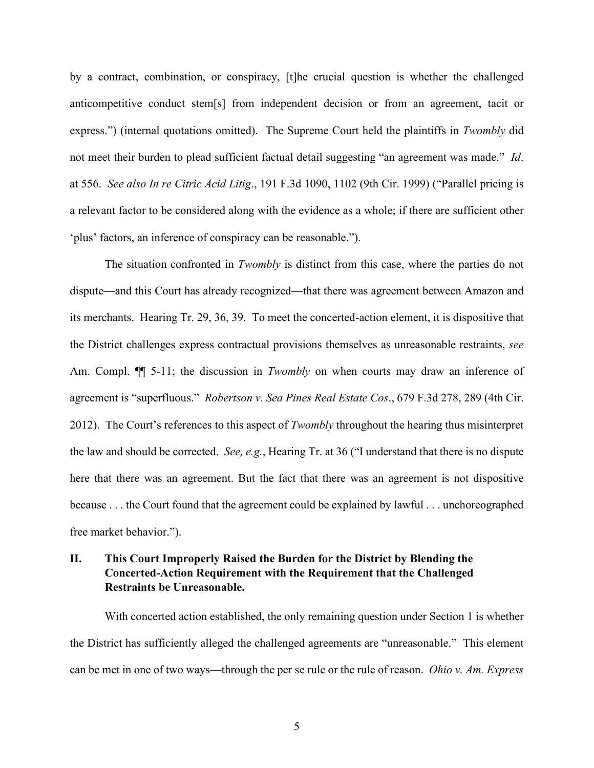by a contract, combination, or conspiracy, [t]he crucial question is whether the challenged anticompetitive conduct stem[s] from independent decision or from an agreement, tacit or express.") (internal quotations omitted). The Supreme Court held the plaintiffs in *Twombly* did not meet their burden to plead sufficient factual detail suggesting "an agreement was made." *Id*. at 556. *See also In re Citric Acid Litig*., 191 F.3d 1090, 1102 (9th Cir. 1999) ("Parallel pricing is a relevant factor to be considered along with the evidence as a whole; if there are sufficient other 'plus' factors, an inference of conspiracy can be reasonable.").

The situation confronted in *Twombly* is distinct from this case, where the parties do not dispute—and this Court has already recognized—that there was agreement between Amazon and its merchants. Hearing Tr. 29, 36, 39. To meet the concerted-action element, it is dispositive that the District challenges express contractual provisions themselves as unreasonable restraints, *see* Am. Compl. ¶¶ 5-11; the discussion in *Twombly* on when courts may draw an inference of agreement is "superfluous." *Robertson v. Sea Pines Real Estate Cos*., 679 F.3d 278, 289 (4th Cir. 2012). The Court's references to this aspect of *Twombly* throughout the hearing thus misinterpret the law and should be corrected. *See, e.g.*, Hearing Tr. at 36 ("I understand that there is no dispute here that there was an agreement. But the fact that there was an agreement is not dispositive because . . . the Court found that the agreement could be explained by lawful . . . unchoreographed free market behavior.").

## II. This Court Improperly Raised the Burden for the District by Blending the Concerted-Action Requirement with the Requirement that the Challenged Restraints be Unreasonable.

With concerted action established, the only remaining question under Section 1 is whether the District has sufficiently alleged the challenged agreements are "unreasonable." This element can be met in one of two ways—through the per se rule or the rule of reason. *Ohio v. Am. Express*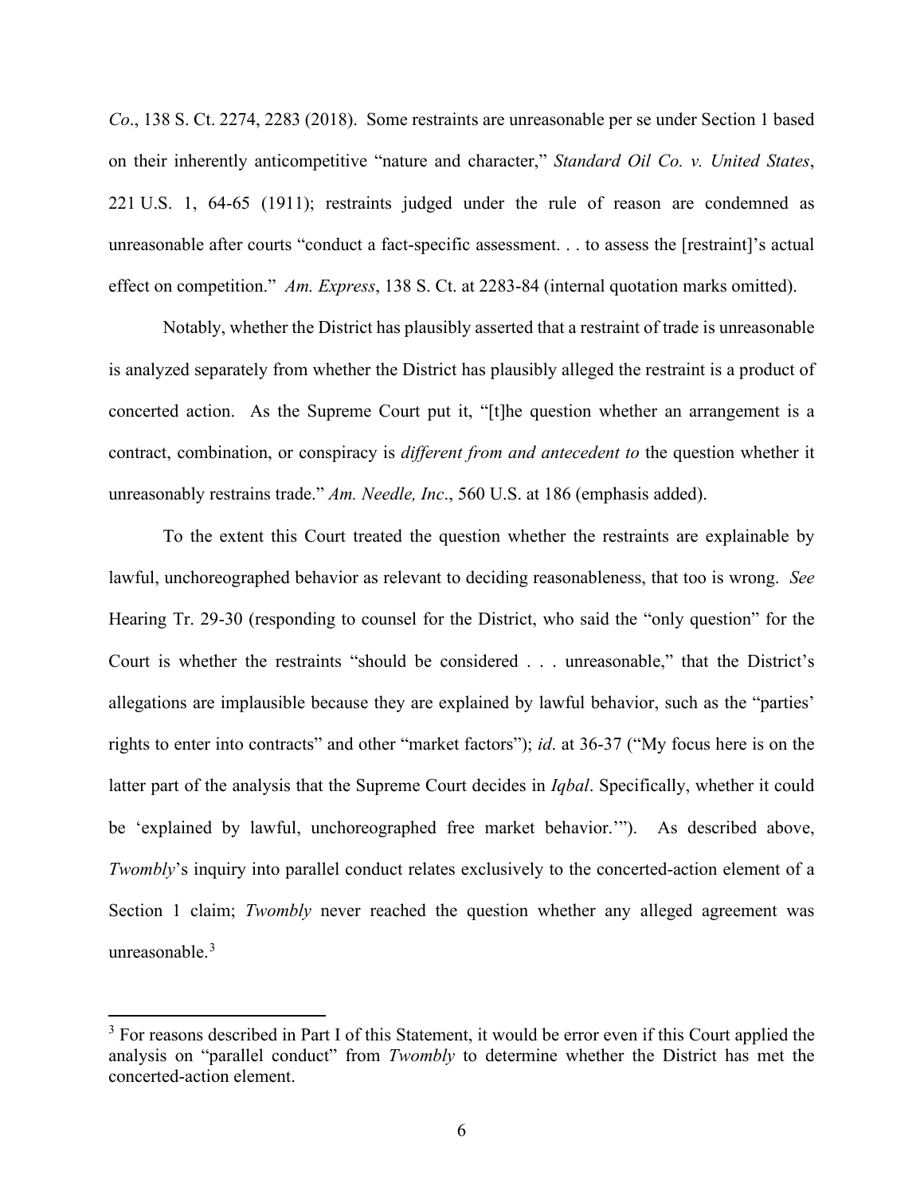*Co*., 138 S. Ct. 2274, 2283 (2018). Some restraints are unreasonable per se under Section 1 based on their inherently anticompetitive "nature and character," *Standard Oil Co. v. United States*, 221 U.S. 1, 64-65 (1911); restraints judged under the rule of reason are condemned as unreasonable after courts "conduct a fact-specific assessment. . . to assess the [restraint]'s actual effect on competition." *Am. Express*, 138 S. Ct. at 2283-84 (internal quotation marks omitted).

Notably, whether the District has plausibly asserted that a restraint of trade is unreasonable is analyzed separately from whether the District has plausibly alleged the restraint is a product of concerted action. As the Supreme Court put it, "[t]he question whether an arrangement is a contract, combination, or conspiracy is *different from and antecedent to* the question whether it unreasonably restrains trade." *Am. Needle, Inc*., 560 U.S. at 186 (emphasis added).

To the extent this Court treated the question whether the restraints are explainable by lawful, unchoreographed behavior as relevant to deciding reasonableness, that too is wrong. *See* Hearing Tr. 29-30 (responding to counsel for the District, who said the "only question" for the Court is whether the restraints "should be considered . . . unreasonable," that the District's allegations are implausible because they are explained by lawful behavior, such as the "parties' rights to enter into contracts" and other "market factors"); *id*. at 36-37 ("My focus here is on the latter part of the analysis that the Supreme Court decides in *Iqbal*. Specifically, whether it could be 'explained by lawful, unchoreographed free market behavior.'"). As described above, *Twombly*'s inquiry into parallel conduct relates exclusively to the concerted-action element of a Section 1 claim; *Twombly* never reached the question whether any alleged agreement was unreasonable.[3]

[3] For reasons described in Part I of this Statement, it would be error even if this Court applied the analysis on "parallel conduct" from *Twombly* to determine whether the District has met the concerted-action element.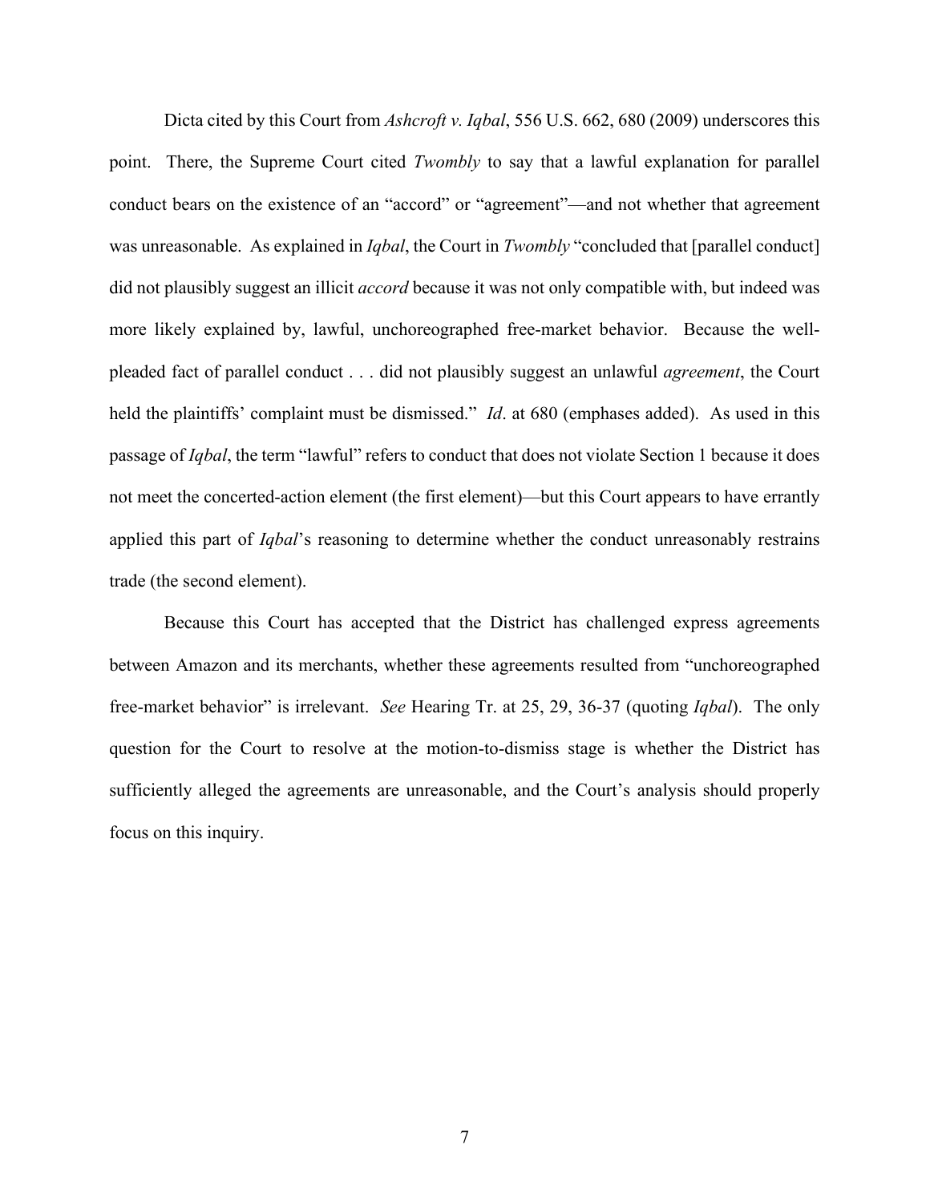Dicta cited by this Court from *Ashcroft v. Iqbal*, 556 U.S. 662, 680 (2009) underscores this point. There, the Supreme Court cited *Twombly* to say that a lawful explanation for parallel conduct bears on the existence of an "accord" or "agreement"—and not whether that agreement was unreasonable. As explained in *Iqbal*, the Court in *Twombly* "concluded that [parallel conduct] did not plausibly suggest an illicit *accord* because it was not only compatible with, but indeed was more likely explained by, lawful, unchoreographed free-market behavior. Because the well-pleaded fact of parallel conduct . . . did not plausibly suggest an unlawful *agreement*, the Court held the plaintiffs' complaint must be dismissed." *Id*. at 680 (emphases added). As used in this passage of *Iqbal*, the term "lawful" refers to conduct that does not violate Section 1 because it does not meet the concerted-action element (the first element)—but this Court appears to have errantly applied this part of *Iqbal*'s reasoning to determine whether the conduct unreasonably restrains trade (the second element).

Because this Court has accepted that the District has challenged express agreements between Amazon and its merchants, whether these agreements resulted from "unchoreographed free-market behavior" is irrelevant. *See* Hearing Tr. at 25, 29, 36-37 (quoting *Iqbal*). The only question for the Court to resolve at the motion-to-dismiss stage is whether the District has sufficiently alleged the agreements are unreasonable, and the Court's analysis should properly focus on this inquiry.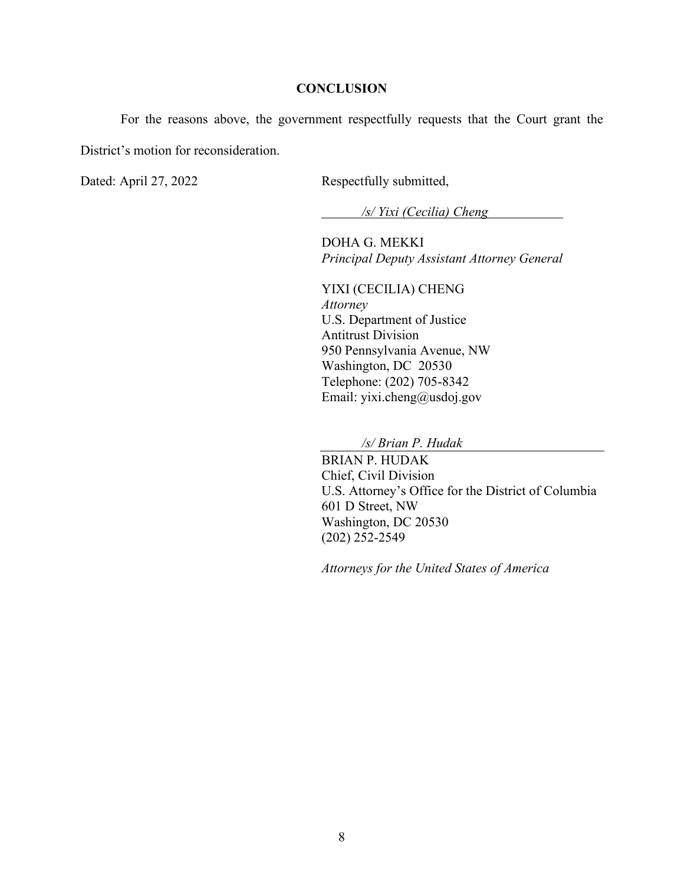## CONCLUSION

For the reasons above, the government respectfully requests that the Court grant the District's motion for reconsideration.

Dated: April 27, 2022

Respectfully submitted,

*/s/ Yixi (Cecilia) Cheng*

DOHA G. MEKKI
*Principal Deputy Assistant Attorney General*

YIXI (CECILIA) CHENG
*Attorney*
U.S. Department of Justice
Antitrust Division
950 Pennsylvania Avenue, NW
Washington, DC 20530
Telephone: (202) 705-8342
Email: yixi.cheng@usdoj.gov

*/s/ Brian P. Hudak*
BRIAN P. HUDAK
Chief, Civil Division
U.S. Attorney's Office for the District of Columbia
601 D Street, NW
Washington, DC 20530
(202) 252-2549

*Attorneys for the United States of America*